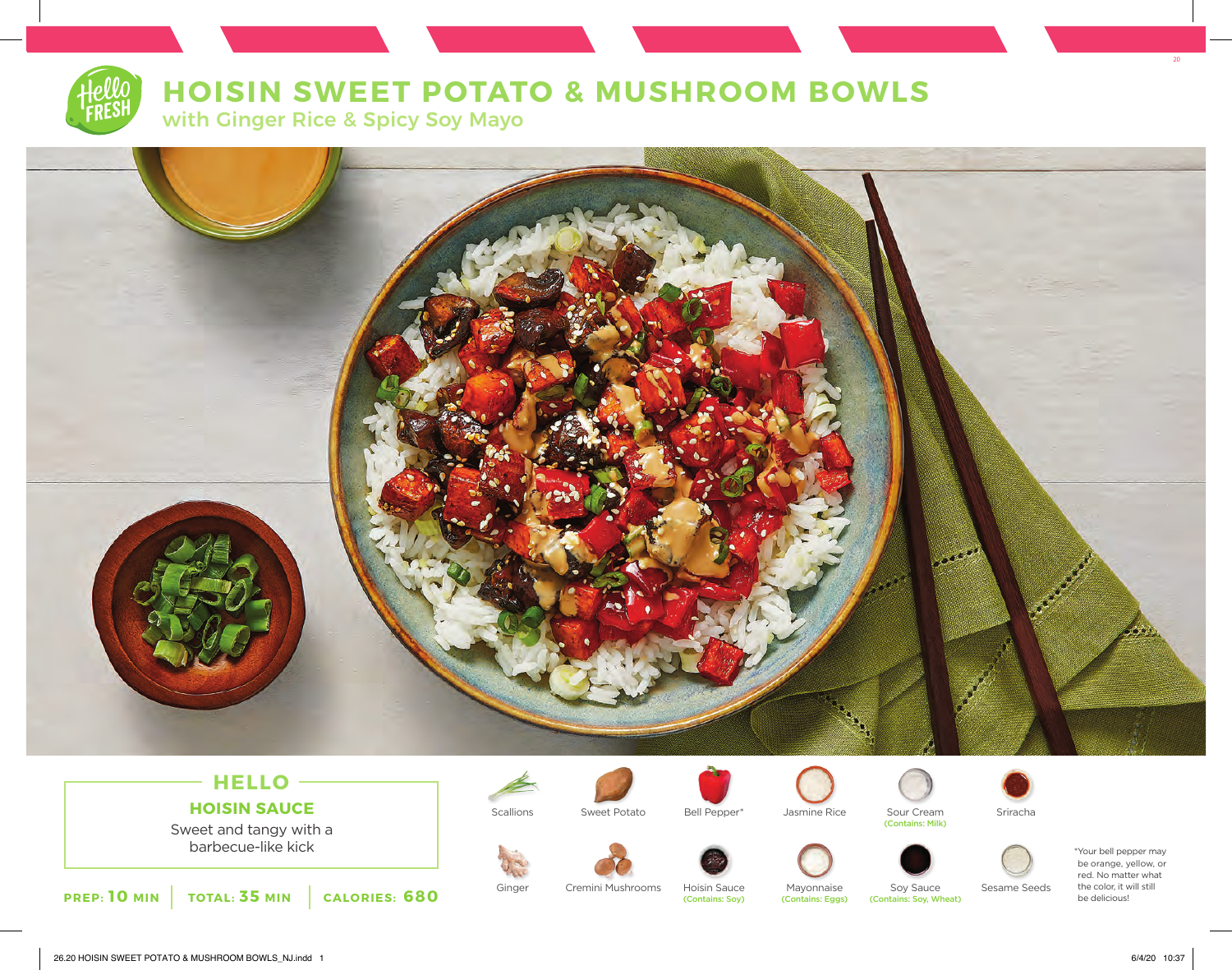# HOISIN SWEET POTATO & MUSHROOM BOWLS

## with Ginger Rice & Spicy Soy Mayo

### HELLO

**HOISIN SAUCE**

Sweet and tangy with a barbecue-like kick

**PREP: 10 MIN** | **TOTAL: 35 MIN** | **CALORIES: 680**

- Scallions
- Sweet Potato
- Bell Pepper*
- Jasmine Rice
- Sour Cream (Contains: Milk)
- Sriracha
- Ginger
- Cremini Mushrooms
- Hoisin Sauce (Contains: Soy)
- Mayonnaise (Contains: Eggs)
- Soy Sauce (Contains: Soy, Wheat)
- Sesame Seeds

*Your bell pepper may be orange, yellow, or red. No matter what the color, it will still be delicious!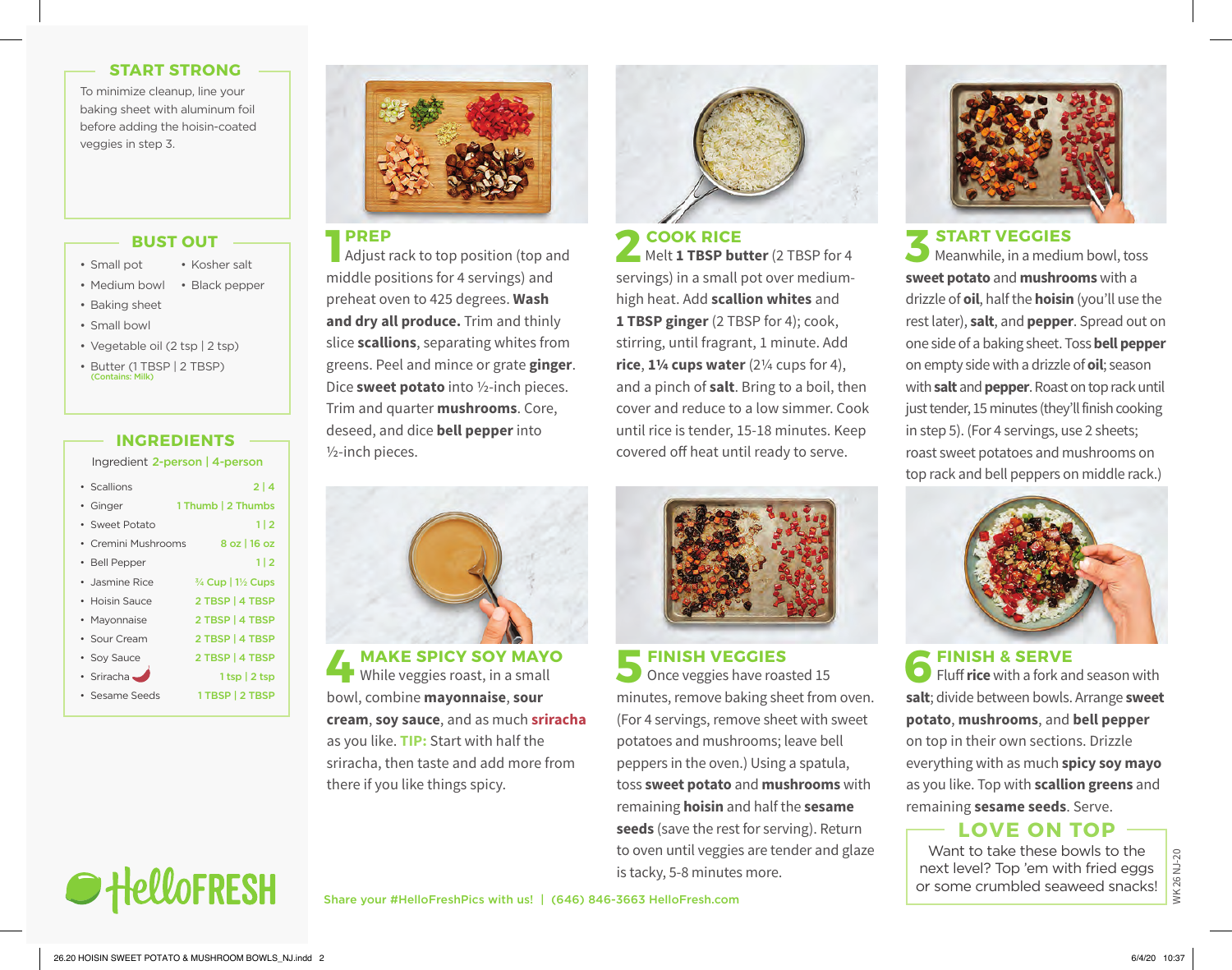## START STRONG

To minimize cleanup, line your baking sheet with aluminum foil before adding the hoisin-coated veggies in step 3.

## BUST OUT

- Small pot
- Medium bowl
- Baking sheet
- Small bowl
- Vegetable oil (2 tsp | 2 tsp)
- Butter (1 TBSP | 2 TBSP) (Contains: Milk)
- Kosher salt
- Black pepper

## INGREDIENTS

| Ingredient | 2-person \| 4-person |
|---|---|
| Scallions | 2 \| 4 |
| Ginger | 1 Thumb \| 2 Thumbs |
| Sweet Potato | 1 \| 2 |
| Cremini Mushrooms | 8 oz \| 16 oz |
| Bell Pepper | 1 \| 2 |
| Jasmine Rice | ¾ Cup \| 1½ Cups |
| Hoisin Sauce | 2 TBSP \| 4 TBSP |
| Mayonnaise | 2 TBSP \| 4 TBSP |
| Sour Cream | 2 TBSP \| 4 TBSP |
| Soy Sauce | 2 TBSP \| 4 TBSP |
| Sriracha | 1 tsp \| 2 tsp |
| Sesame Seeds | 1 TBSP \| 2 TBSP |

HelloFRESH

## 1 PREP

Adjust rack to top position (top and middle positions for 4 servings) and preheat oven to 425 degrees. **Wash and dry all produce.** Trim and thinly slice **scallions**, separating whites from greens. Peel and mince or grate **ginger**. Dice **sweet potato** into ½-inch pieces. Trim and quarter **mushrooms**. Core, deseed, and dice **bell pepper** into ½-inch pieces.

## 2 COOK RICE

Melt **1 TBSP butter** (2 TBSP for 4 servings) in a small pot over medium-high heat. Add **scallion whites** and **1 TBSP ginger** (2 TBSP for 4); cook, stirring, until fragrant, 1 minute. Add **rice**, **1¼ cups water** (2¼ cups for 4), and a pinch of **salt**. Bring to a boil, then cover and reduce to a low simmer. Cook until rice is tender, 15-18 minutes. Keep covered off heat until ready to serve.

## 3 START VEGGIES

Meanwhile, in a medium bowl, toss **sweet potato** and **mushrooms** with a drizzle of **oil**, half the **hoisin** (you'll use the rest later), **salt**, and **pepper**. Spread out on one side of a baking sheet. Toss **bell pepper** on empty side with a drizzle of **oil**; season with **salt** and **pepper**. Roast on top rack until just tender, 15 minutes (they'll finish cooking in step 5). (For 4 servings, use 2 sheets; roast sweet potatoes and mushrooms on top rack and bell peppers on middle rack.)

## 4 MAKE SPICY SOY MAYO

While veggies roast, in a small bowl, combine **mayonnaise**, **sour cream**, **soy sauce**, and as much **sriracha** as you like. **TIP:** Start with half the sriracha, then taste and add more from there if you like things spicy.

## 5 FINISH VEGGIES

Once veggies have roasted 15 minutes, remove baking sheet from oven. (For 4 servings, remove sheet with sweet potatoes and mushrooms; leave bell peppers in the oven.) Using a spatula, toss **sweet potato** and **mushrooms** with remaining **hoisin** and half the **sesame seeds** (save the rest for serving). Return to oven until veggies are tender and glaze is tacky, 5-8 minutes more.

## 6 FINISH & SERVE

Fluff **rice** with a fork and season with **salt**; divide between bowls. Arrange **sweet potato**, **mushrooms**, and **bell pepper** on top in their own sections. Drizzle everything with as much **spicy soy mayo** as you like. Top with **scallion greens** and remaining **sesame seeds**. Serve.

## LOVE ON TOP

Want to take these bowls to the next level? Top 'em with fried eggs or some crumbled seaweed snacks!

Share your #HelloFreshPics with us! | (646) 846-3663 HelloFresh.com

WK 26 NJ-20